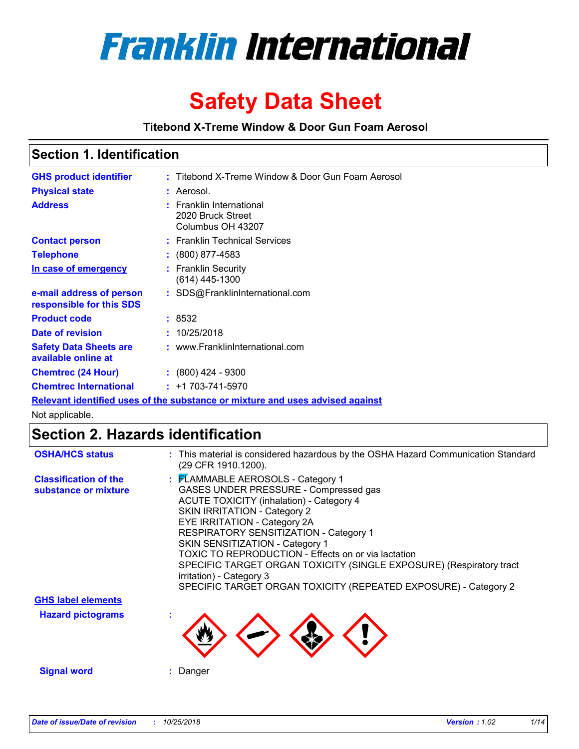# Franklin International

# Safety Data Sheet

**Titebond X-Treme Window & Door Gun Foam Aerosol**

## Section 1. Identification

| | | |
|---|---|---|
| **GHS product identifier** | : | Titebond X-Treme Window & Door Gun Foam Aerosol |
| **Physical state** | : | Aerosol. |
| **Address** | : | Franklin International<br>2020 Bruck Street<br>Columbus OH 43207 |
| **Contact person** | : | Franklin Technical Services |
| **Telephone** | : | (800) 877-4583 |
| **In case of emergency** | : | Franklin Security<br>(614) 445-1300 |
| **e-mail address of person responsible for this SDS** | : | SDS@FranklinInternational.com |
| **Product code** | : | 8532 |
| **Date of revision** | : | 10/25/2018 |
| **Safety Data Sheets are available online at** | : | www.FranklinInternational.com |
| **Chemtrec (24 Hour)** | : | (800) 424 - 9300 |
| **Chemtrec International** | : | +1 703-741-5970 |

**Relevant identified uses of the substance or mixture and uses advised against**

Not applicable.

## Section 2. Hazards identification

**OSHA/HCS status** : This material is considered hazardous by the OSHA Hazard Communication Standard (29 CFR 1910.1200).

**Classification of the substance or mixture** :

FLAMMABLE AEROSOLS - Category 1
GASES UNDER PRESSURE - Compressed gas
ACUTE TOXICITY (inhalation) - Category 4
SKIN IRRITATION - Category 2
EYE IRRITATION - Category 2A
RESPIRATORY SENSITIZATION - Category 1
SKIN SENSITIZATION - Category 1
TOXIC TO REPRODUCTION - Effects on or via lactation
SPECIFIC TARGET ORGAN TOXICITY (SINGLE EXPOSURE) (Respiratory tract irritation) - Category 3
SPECIFIC TARGET ORGAN TOXICITY (REPEATED EXPOSURE) - Category 2

**GHS label elements**

**Hazard pictograms** :

**Signal word** : Danger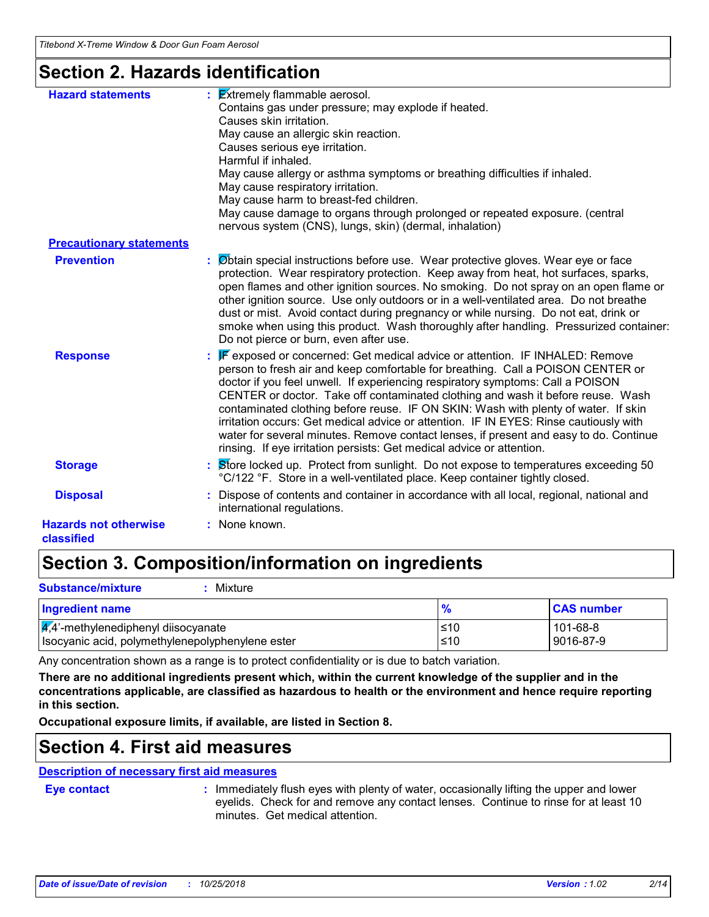## Section 2. Hazards identification

**Hazard statements** : Extremely flammable aerosol.
Contains gas under pressure; may explode if heated.
Causes skin irritation.
May cause an allergic skin reaction.
Causes serious eye irritation.
Harmful if inhaled.
May cause allergy or asthma symptoms or breathing difficulties if inhaled.
May cause respiratory irritation.
May cause harm to breast-fed children.
May cause damage to organs through prolonged or repeated exposure. (central nervous system (CNS), lungs, skin) (dermal, inhalation)

**Precautionary statements**

**Prevention** : Obtain special instructions before use. Wear protective gloves. Wear eye or face protection. Wear respiratory protection. Keep away from heat, hot surfaces, sparks, open flames and other ignition sources. No smoking. Do not spray on an open flame or other ignition source. Use only outdoors or in a well-ventilated area. Do not breathe dust or mist. Avoid contact during pregnancy or while nursing. Do not eat, drink or smoke when using this product. Wash thoroughly after handling. Pressurized container: Do not pierce or burn, even after use.

**Response** : IF exposed or concerned: Get medical advice or attention. IF INHALED: Remove person to fresh air and keep comfortable for breathing. Call a POISON CENTER or doctor if you feel unwell. If experiencing respiratory symptoms: Call a POISON CENTER or doctor. Take off contaminated clothing and wash it before reuse. Wash contaminated clothing before reuse. IF ON SKIN: Wash with plenty of water. If skin irritation occurs: Get medical advice or attention. IF IN EYES: Rinse cautiously with water for several minutes. Remove contact lenses, if present and easy to do. Continue rinsing. If eye irritation persists: Get medical advice or attention.

**Storage** : Store locked up. Protect from sunlight. Do not expose to temperatures exceeding 50 °C/122 °F. Store in a well-ventilated place. Keep container tightly closed.

**Disposal** : Dispose of contents and container in accordance with all local, regional, national and international regulations.

**Hazards not otherwise classified** : None known.

## Section 3. Composition/information on ingredients

**Substance/mixture** : Mixture

| Ingredient name | % | CAS number |
|---|---|---|
| 4,4'-methylenediphenyl diisocyanate | ≤10 | 101-68-8 |
| Isocyanic acid, polymethylenepolyphenylene ester | ≤10 | 9016-87-9 |

Any concentration shown as a range is to protect confidentiality or is due to batch variation.

**There are no additional ingredients present which, within the current knowledge of the supplier and in the concentrations applicable, are classified as hazardous to health or the environment and hence require reporting in this section.**

**Occupational exposure limits, if available, are listed in Section 8.**

## Section 4. First aid measures

**Description of necessary first aid measures**

**Eye contact** : Immediately flush eyes with plenty of water, occasionally lifting the upper and lower eyelids. Check for and remove any contact lenses. Continue to rinse for at least 10 minutes. Get medical attention.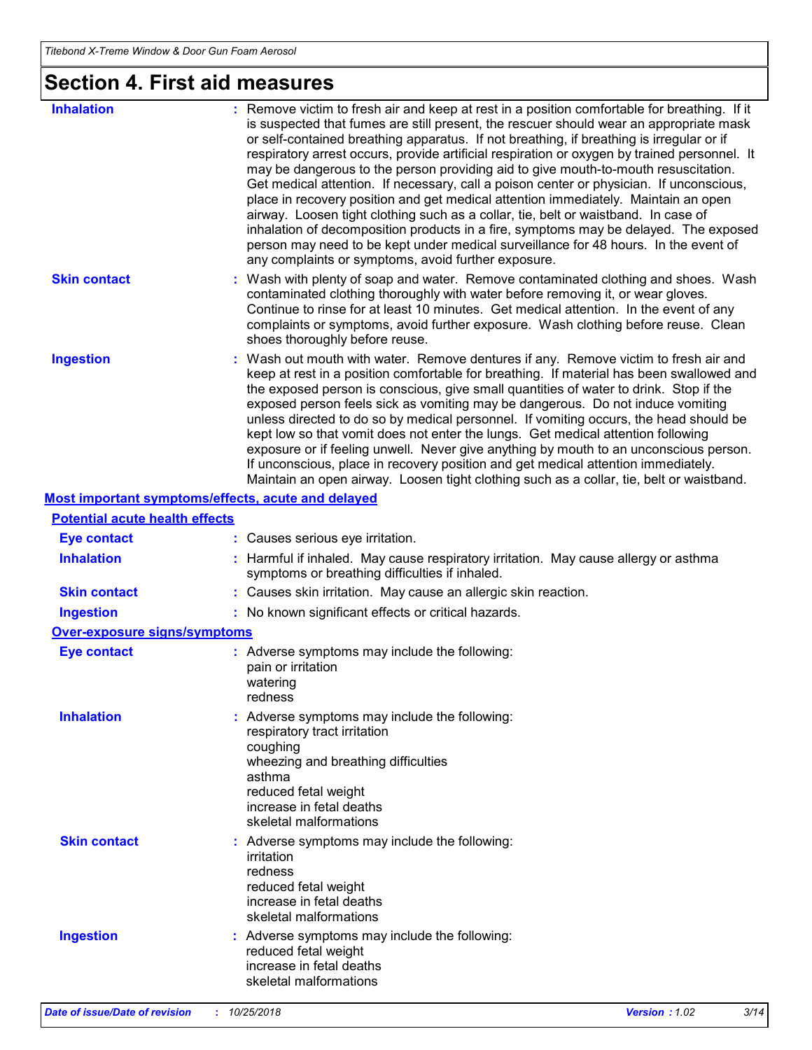# Section 4. First aid measures

**Inhalation** : Remove victim to fresh air and keep at rest in a position comfortable for breathing. If it is suspected that fumes are still present, the rescuer should wear an appropriate mask or self-contained breathing apparatus. If not breathing, if breathing is irregular or if respiratory arrest occurs, provide artificial respiration or oxygen by trained personnel. It may be dangerous to the person providing aid to give mouth-to-mouth resuscitation. Get medical attention. If necessary, call a poison center or physician. If unconscious, place in recovery position and get medical attention immediately. Maintain an open airway. Loosen tight clothing such as a collar, tie, belt or waistband. In case of inhalation of decomposition products in a fire, symptoms may be delayed. The exposed person may need to be kept under medical surveillance for 48 hours. In the event of any complaints or symptoms, avoid further exposure.

**Skin contact** : Wash with plenty of soap and water. Remove contaminated clothing and shoes. Wash contaminated clothing thoroughly with water before removing it, or wear gloves. Continue to rinse for at least 10 minutes. Get medical attention. In the event of any complaints or symptoms, avoid further exposure. Wash clothing before reuse. Clean shoes thoroughly before reuse.

**Ingestion** : Wash out mouth with water. Remove dentures if any. Remove victim to fresh air and keep at rest in a position comfortable for breathing. If material has been swallowed and the exposed person is conscious, give small quantities of water to drink. Stop if the exposed person feels sick as vomiting may be dangerous. Do not induce vomiting unless directed to do so by medical personnel. If vomiting occurs, the head should be kept low so that vomit does not enter the lungs. Get medical attention following exposure or if feeling unwell. Never give anything by mouth to an unconscious person. If unconscious, place in recovery position and get medical attention immediately. Maintain an open airway. Loosen tight clothing such as a collar, tie, belt or waistband.

## Most important symptoms/effects, acute and delayed

### Potential acute health effects

**Eye contact** : Causes serious eye irritation.

**Inhalation** : Harmful if inhaled. May cause respiratory irritation. May cause allergy or asthma symptoms or breathing difficulties if inhaled.

**Skin contact** : Causes skin irritation. May cause an allergic skin reaction.

**Ingestion** : No known significant effects or critical hazards.

### Over-exposure signs/symptoms

**Eye contact** : Adverse symptoms may include the following:
pain or irritation
watering
redness

**Inhalation** : Adverse symptoms may include the following:
respiratory tract irritation
coughing
wheezing and breathing difficulties
asthma
reduced fetal weight
increase in fetal deaths
skeletal malformations

**Skin contact** : Adverse symptoms may include the following:
irritation
redness
reduced fetal weight
increase in fetal deaths
skeletal malformations

**Ingestion** : Adverse symptoms may include the following:
reduced fetal weight
increase in fetal deaths
skeletal malformations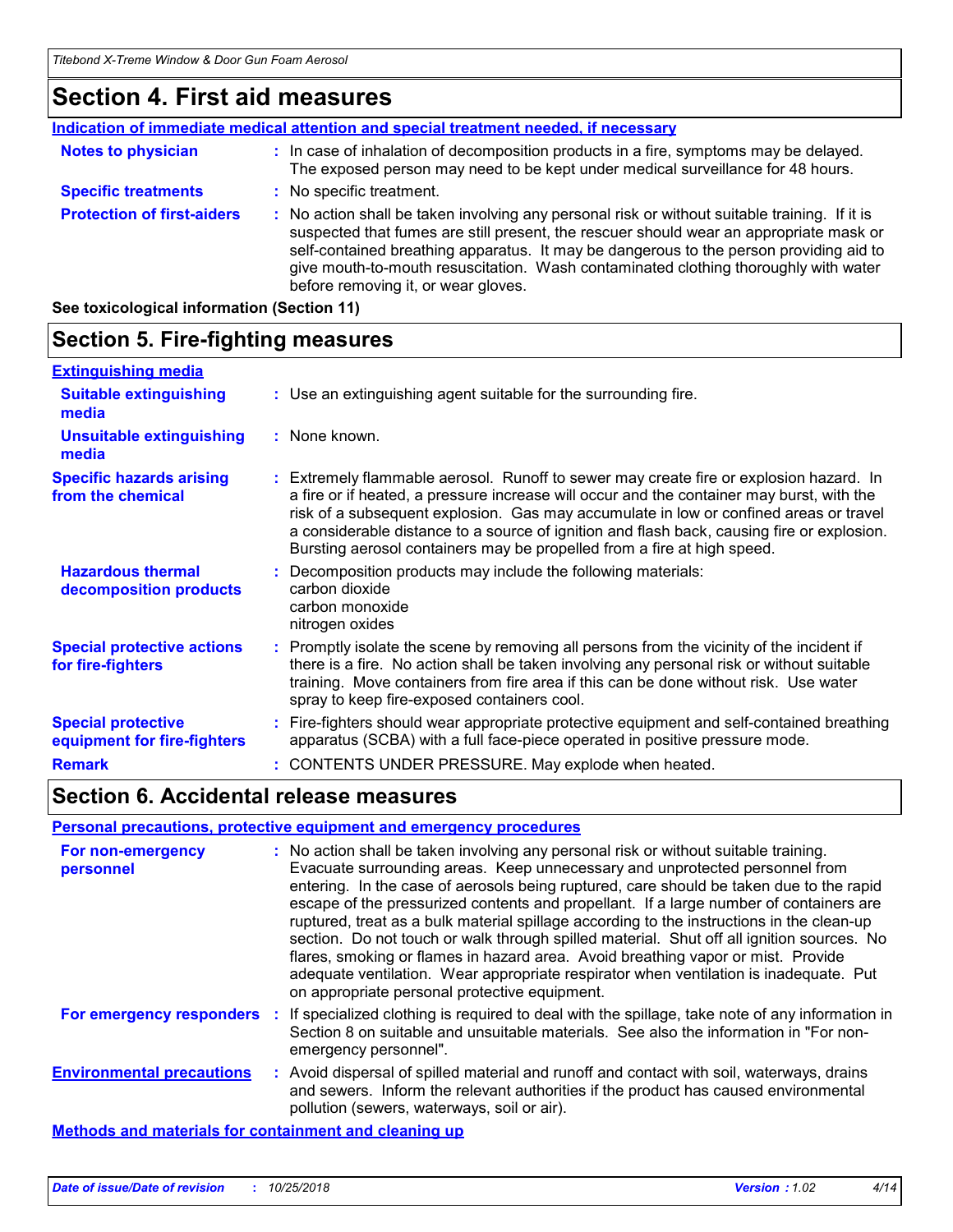## Section 4. First aid measures

**Indication of immediate medical attention and special treatment needed, if necessary**

**Notes to physician** : In case of inhalation of decomposition products in a fire, symptoms may be delayed. The exposed person may need to be kept under medical surveillance for 48 hours.

**Specific treatments** : No specific treatment.

**Protection of first-aiders** : No action shall be taken involving any personal risk or without suitable training. If it is suspected that fumes are still present, the rescuer should wear an appropriate mask or self-contained breathing apparatus. It may be dangerous to the person providing aid to give mouth-to-mouth resuscitation. Wash contaminated clothing thoroughly with water before removing it, or wear gloves.

**See toxicological information (Section 11)**

## Section 5. Fire-fighting measures

**Extinguishing media**

**Suitable extinguishing media** : Use an extinguishing agent suitable for the surrounding fire.

**Unsuitable extinguishing media** : None known.

**Specific hazards arising from the chemical** : Extremely flammable aerosol. Runoff to sewer may create fire or explosion hazard. In a fire or if heated, a pressure increase will occur and the container may burst, with the risk of a subsequent explosion. Gas may accumulate in low or confined areas or travel a considerable distance to a source of ignition and flash back, causing fire or explosion. Bursting aerosol containers may be propelled from a fire at high speed.

**Hazardous thermal decomposition products** : Decomposition products may include the following materials:
carbon dioxide
carbon monoxide
nitrogen oxides

**Special protective actions for fire-fighters** : Promptly isolate the scene by removing all persons from the vicinity of the incident if there is a fire. No action shall be taken involving any personal risk or without suitable training. Move containers from fire area if this can be done without risk. Use water spray to keep fire-exposed containers cool.

**Special protective equipment for fire-fighters** : Fire-fighters should wear appropriate protective equipment and self-contained breathing apparatus (SCBA) with a full face-piece operated in positive pressure mode.

**Remark** : CONTENTS UNDER PRESSURE. May explode when heated.

## Section 6. Accidental release measures

**Personal precautions, protective equipment and emergency procedures**

**For non-emergency personnel** : No action shall be taken involving any personal risk or without suitable training. Evacuate surrounding areas. Keep unnecessary and unprotected personnel from entering. In the case of aerosols being ruptured, care should be taken due to the rapid escape of the pressurized contents and propellant. If a large number of containers are ruptured, treat as a bulk material spillage according to the instructions in the clean-up section. Do not touch or walk through spilled material. Shut off all ignition sources. No flares, smoking or flames in hazard area. Avoid breathing vapor or mist. Provide adequate ventilation. Wear appropriate respirator when ventilation is inadequate. Put on appropriate personal protective equipment.

**For emergency responders** : If specialized clothing is required to deal with the spillage, take note of any information in Section 8 on suitable and unsuitable materials. See also the information in "For non-emergency personnel".

**Environmental precautions** : Avoid dispersal of spilled material and runoff and contact with soil, waterways, drains and sewers. Inform the relevant authorities if the product has caused environmental pollution (sewers, waterways, soil or air).

**Methods and materials for containment and cleaning up**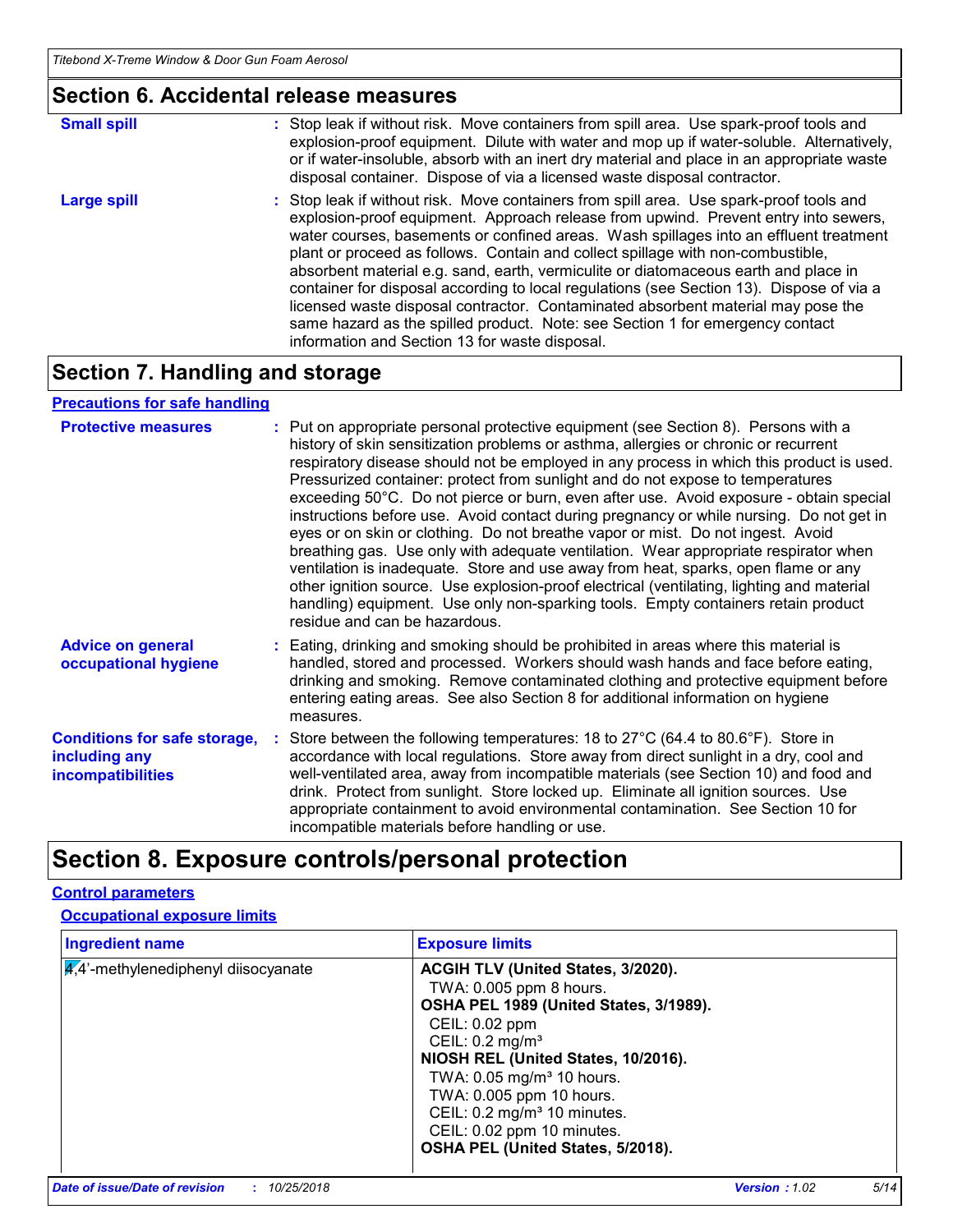## Section 6. Accidental release measures

**Small spill** : Stop leak if without risk. Move containers from spill area. Use spark-proof tools and explosion-proof equipment. Dilute with water and mop up if water-soluble. Alternatively, or if water-insoluble, absorb with an inert dry material and place in an appropriate waste disposal container. Dispose of via a licensed waste disposal contractor.

**Large spill** : Stop leak if without risk. Move containers from spill area. Use spark-proof tools and explosion-proof equipment. Approach release from upwind. Prevent entry into sewers, water courses, basements or confined areas. Wash spillages into an effluent treatment plant or proceed as follows. Contain and collect spillage with non-combustible, absorbent material e.g. sand, earth, vermiculite or diatomaceous earth and place in container for disposal according to local regulations (see Section 13). Dispose of via a licensed waste disposal contractor. Contaminated absorbent material may pose the same hazard as the spilled product. Note: see Section 1 for emergency contact information and Section 13 for waste disposal.

## Section 7. Handling and storage

### Precautions for safe handling

**Protective measures** : Put on appropriate personal protective equipment (see Section 8). Persons with a history of skin sensitization problems or asthma, allergies or chronic or recurrent respiratory disease should not be employed in any process in which this product is used. Pressurized container: protect from sunlight and do not expose to temperatures exceeding 50°C. Do not pierce or burn, even after use. Avoid exposure - obtain special instructions before use. Avoid contact during pregnancy or while nursing. Do not get in eyes or on skin or clothing. Do not breathe vapor or mist. Do not ingest. Avoid breathing gas. Use only with adequate ventilation. Wear appropriate respirator when ventilation is inadequate. Store and use away from heat, sparks, open flame or any other ignition source. Use explosion-proof electrical (ventilating, lighting and material handling) equipment. Use only non-sparking tools. Empty containers retain product residue and can be hazardous.

**Advice on general occupational hygiene** : Eating, drinking and smoking should be prohibited in areas where this material is handled, stored and processed. Workers should wash hands and face before eating, drinking and smoking. Remove contaminated clothing and protective equipment before entering eating areas. See also Section 8 for additional information on hygiene measures.

**Conditions for safe storage, including any incompatibilities** : Store between the following temperatures: 18 to 27°C (64.4 to 80.6°F). Store in accordance with local regulations. Store away from direct sunlight in a dry, cool and well-ventilated area, away from incompatible materials (see Section 10) and food and drink. Protect from sunlight. Store locked up. Eliminate all ignition sources. Use appropriate containment to avoid environmental contamination. See Section 10 for incompatible materials before handling or use.

## Section 8. Exposure controls/personal protection

### Control parameters

#### Occupational exposure limits

| Ingredient name | Exposure limits |
|---|---|
| 4,4'-methylenediphenyl diisocyanate | **ACGIH TLV (United States, 3/2020).**<br>TWA: 0.005 ppm 8 hours.<br>**OSHA PEL 1989 (United States, 3/1989).**<br>CEIL: 0.02 ppm<br>CEIL: 0.2 mg/m³<br>**NIOSH REL (United States, 10/2016).**<br>TWA: 0.05 mg/m³ 10 hours.<br>TWA: 0.005 ppm 10 hours.<br>CEIL: 0.2 mg/m³ 10 minutes.<br>CEIL: 0.02 ppm 10 minutes.<br>**OSHA PEL (United States, 5/2018).** |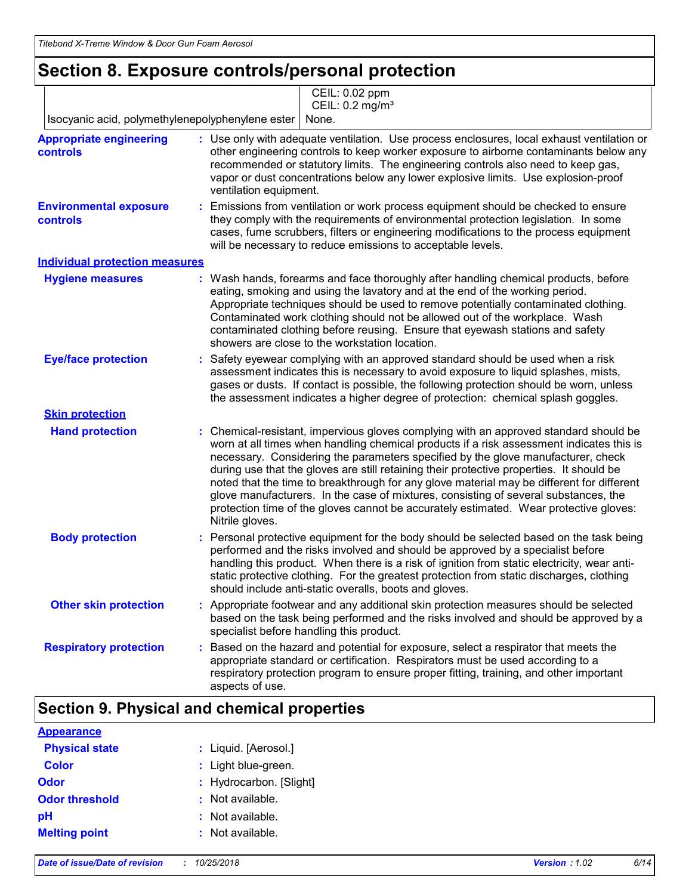# Section 8. Exposure controls/personal protection

| | |
|---|---|
| | CEIL: 0.02 ppm<br>CEIL: 0.2 mg/m³ |
| Isocyanic acid, polymethylenepolyphenylene ester | None. |

**Appropriate engineering controls** : Use only with adequate ventilation. Use process enclosures, local exhaust ventilation or other engineering controls to keep worker exposure to airborne contaminants below any recommended or statutory limits. The engineering controls also need to keep gas, vapor or dust concentrations below any lower explosive limits. Use explosion-proof ventilation equipment.

**Environmental exposure controls** : Emissions from ventilation or work process equipment should be checked to ensure they comply with the requirements of environmental protection legislation. In some cases, fume scrubbers, filters or engineering modifications to the process equipment will be necessary to reduce emissions to acceptable levels.

## Individual protection measures

**Hygiene measures** : Wash hands, forearms and face thoroughly after handling chemical products, before eating, smoking and using the lavatory and at the end of the working period. Appropriate techniques should be used to remove potentially contaminated clothing. Contaminated work clothing should not be allowed out of the workplace. Wash contaminated clothing before reusing. Ensure that eyewash stations and safety showers are close to the workstation location.

**Eye/face protection** : Safety eyewear complying with an approved standard should be used when a risk assessment indicates this is necessary to avoid exposure to liquid splashes, mists, gases or dusts. If contact is possible, the following protection should be worn, unless the assessment indicates a higher degree of protection: chemical splash goggles.

### Skin protection

**Hand protection** : Chemical-resistant, impervious gloves complying with an approved standard should be worn at all times when handling chemical products if a risk assessment indicates this is necessary. Considering the parameters specified by the glove manufacturer, check during use that the gloves are still retaining their protective properties. It should be noted that the time to breakthrough for any glove material may be different for different glove manufacturers. In the case of mixtures, consisting of several substances, the protection time of the gloves cannot be accurately estimated. Wear protective gloves: Nitrile gloves.

**Body protection** : Personal protective equipment for the body should be selected based on the task being performed and the risks involved and should be approved by a specialist before handling this product. When there is a risk of ignition from static electricity, wear anti-static protective clothing. For the greatest protection from static discharges, clothing should include anti-static overalls, boots and gloves.

**Other skin protection** : Appropriate footwear and any additional skin protection measures should be selected based on the task being performed and the risks involved and should be approved by a specialist before handling this product.

**Respiratory protection** : Based on the hazard and potential for exposure, select a respirator that meets the appropriate standard or certification. Respirators must be used according to a respiratory protection program to ensure proper fitting, training, and other important aspects of use.

# Section 9. Physical and chemical properties

## Appearance

**Physical state** : Liquid. [Aerosol.]

**Color** : Light blue-green.

**Odor** : Hydrocarbon. [Slight]

**Odor threshold** : Not available.

**pH** : Not available.

**Melting point** : Not available.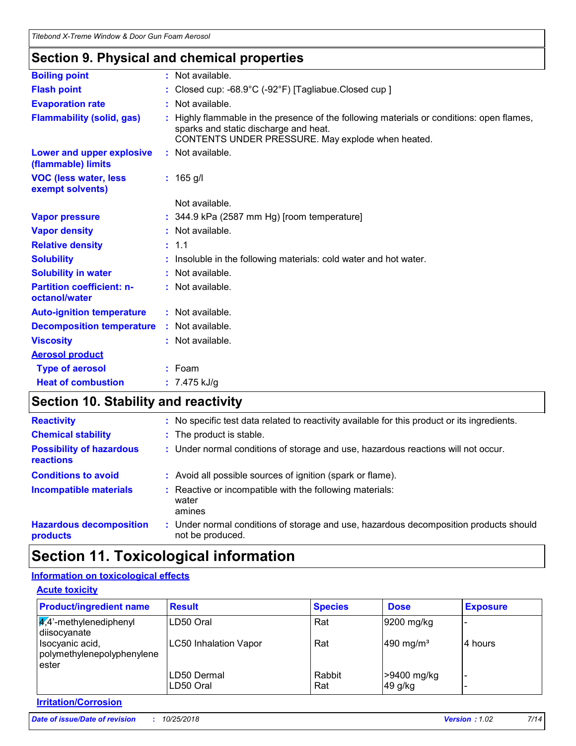## Section 9. Physical and chemical properties

| | |
|---|---|
| **Boiling point** | : Not available. |
| **Flash point** | : Closed cup: -68.9°C (-92°F) [Tagliabue.Closed cup ] |
| **Evaporation rate** | : Not available. |
| **Flammability (solid, gas)** | : Highly flammable in the presence of the following materials or conditions: open flames, sparks and static discharge and heat. CONTENTS UNDER PRESSURE. May explode when heated. |
| **Lower and upper explosive (flammable) limits** | : Not available. |
| **VOC (less water, less exempt solvents)** | : 165 g/l |
| | Not available. |
| **Vapor pressure** | : 344.9 kPa (2587 mm Hg) [room temperature] |
| **Vapor density** | : Not available. |
| **Relative density** | : 1.1 |
| **Solubility** | : Insoluble in the following materials: cold water and hot water. |
| **Solubility in water** | : Not available. |
| **Partition coefficient: n-octanol/water** | : Not available. |
| **Auto-ignition temperature** | : Not available. |
| **Decomposition temperature** | : Not available. |
| **Viscosity** | : Not available. |
| **Aerosol product** | |
| **Type of aerosol** | : Foam |
| **Heat of combustion** | : 7.475 kJ/g |

## Section 10. Stability and reactivity

| | |
|---|---|
| **Reactivity** | : No specific test data related to reactivity available for this product or its ingredients. |
| **Chemical stability** | : The product is stable. |
| **Possibility of hazardous reactions** | : Under normal conditions of storage and use, hazardous reactions will not occur. |
| **Conditions to avoid** | : Avoid all possible sources of ignition (spark or flame). |
| **Incompatible materials** | : Reactive or incompatible with the following materials: water amines |
| **Hazardous decomposition products** | : Under normal conditions of storage and use, hazardous decomposition products should not be produced. |

# Section 11. Toxicological information

### Information on toxicological effects

#### Acute toxicity

| Product/ingredient name | Result | Species | Dose | Exposure |
|---|---|---|---|---|
| 4,4'-methylenediphenyl diisocyanate | LD50 Oral | Rat | 9200 mg/kg | - |
| Isocyanic acid, polymethylenepolyphenylene ester | LC50 Inhalation Vapor | Rat | 490 mg/m³ | 4 hours |
| | LD50 Dermal | Rabbit | >9400 mg/kg | - |
| | LD50 Oral | Rat | 49 g/kg | - |

#### Irritation/Corrosion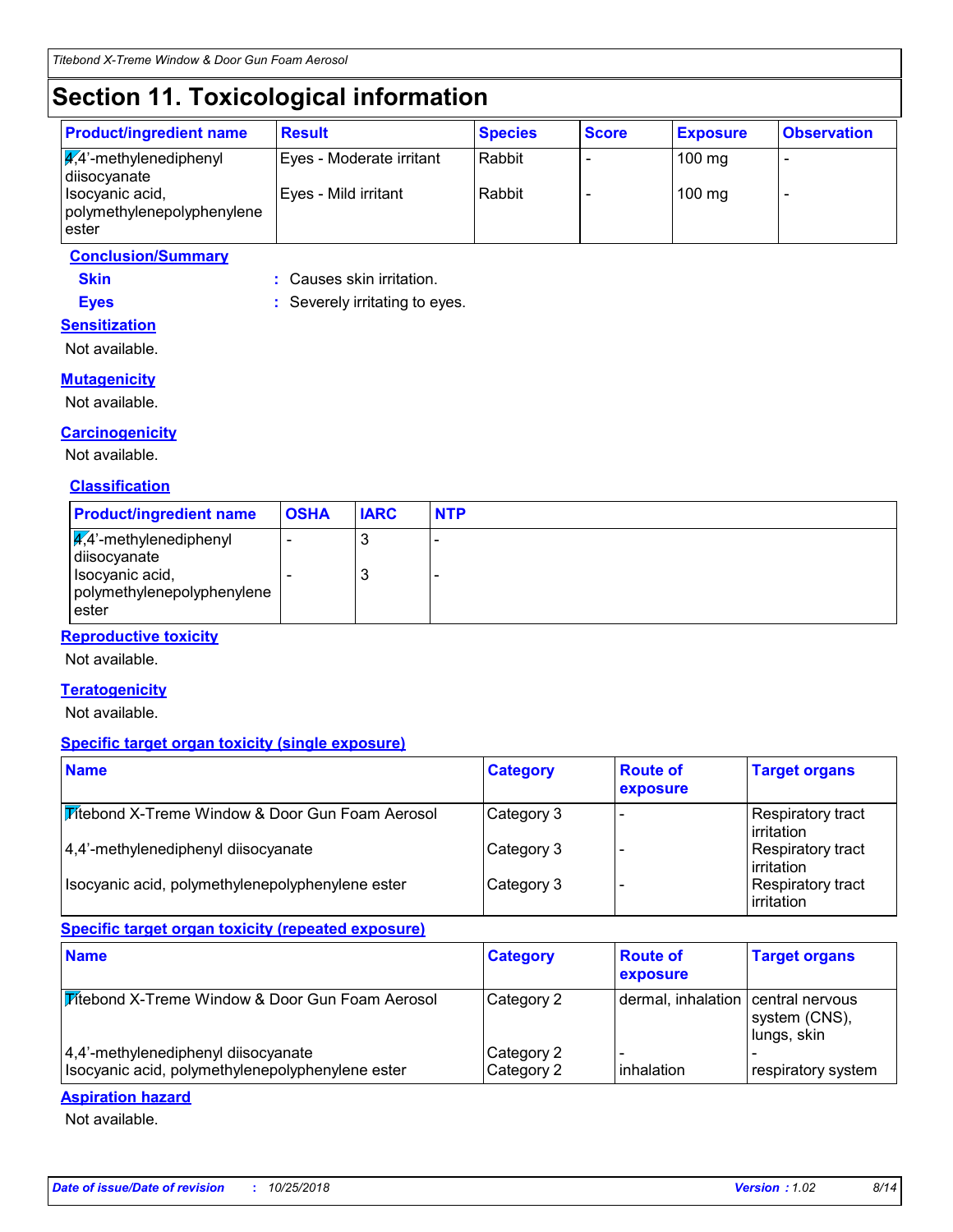## Section 11. Toxicological information

| Product/ingredient name | Result | Species | Score | Exposure | Observation |
|---|---|---|---|---|---|
| 4,4'-methylenediphenyl diisocyanate | Eyes - Moderate irritant | Rabbit | - | 100 mg | - |
| Isocyanic acid, polymethylenepolyphenylene ester | Eyes - Mild irritant | Rabbit | - | 100 mg | - |

**Conclusion/Summary**

**Skin** : Causes skin irritation.

**Eyes** : Severely irritating to eyes.

**Sensitization**

Not available.

**Mutagenicity**

Not available.

**Carcinogenicity**

Not available.

**Classification**

| Product/ingredient name | OSHA | IARC | NTP |
|---|---|---|---|
| 4,4'-methylenediphenyl diisocyanate | - | 3 | - |
| Isocyanic acid, polymethylenepolyphenylene ester | - | 3 | - |

**Reproductive toxicity**

Not available.

**Teratogenicity**

Not available.

**Specific target organ toxicity (single exposure)**

| Name | Category | Route of exposure | Target organs |
|---|---|---|---|
| Titebond X-Treme Window & Door Gun Foam Aerosol | Category 3 | - | Respiratory tract irritation |
| 4,4'-methylenediphenyl diisocyanate | Category 3 | - | Respiratory tract irritation |
| Isocyanic acid, polymethylenepolyphenylene ester | Category 3 | - | Respiratory tract irritation |

**Specific target organ toxicity (repeated exposure)**

| Name | Category | Route of exposure | Target organs |
|---|---|---|---|
| Titebond X-Treme Window & Door Gun Foam Aerosol | Category 2 | dermal, inhalation | central nervous system (CNS), lungs, skin |
| 4,4'-methylenediphenyl diisocyanate | Category 2 | - | - |
| Isocyanic acid, polymethylenepolyphenylene ester | Category 2 | inhalation | respiratory system |

**Aspiration hazard**

Not available.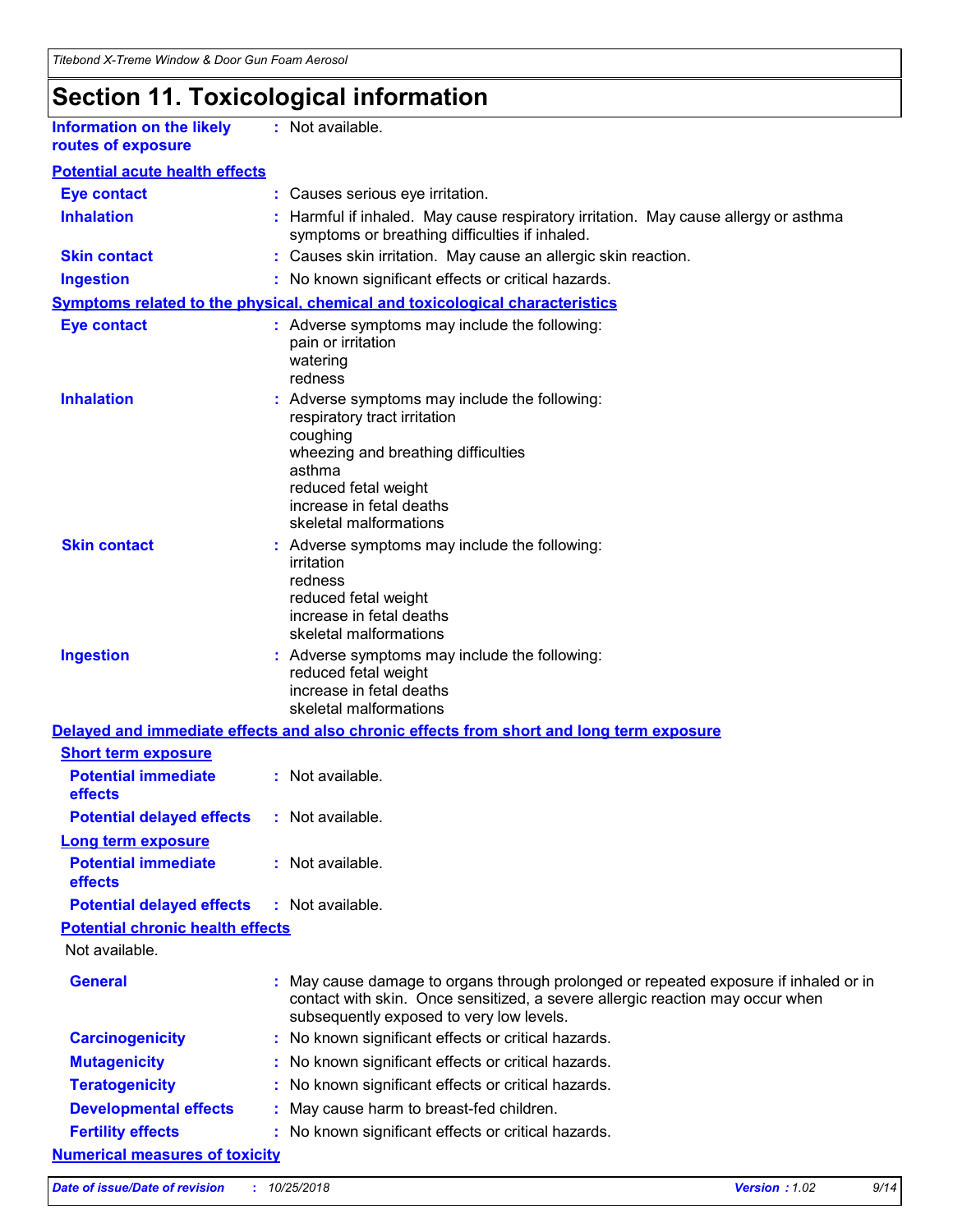# Section 11. Toxicological information

**Information on the likely routes of exposure** : Not available.

**Potential acute health effects**

**Eye contact** : Causes serious eye irritation.

**Inhalation** : Harmful if inhaled. May cause respiratory irritation. May cause allergy or asthma symptoms or breathing difficulties if inhaled.

**Skin contact** : Causes skin irritation. May cause an allergic skin reaction.

**Ingestion** : No known significant effects or critical hazards.

**Symptoms related to the physical, chemical and toxicological characteristics**

**Eye contact** : Adverse symptoms may include the following:
pain or irritation
watering
redness

**Inhalation** : Adverse symptoms may include the following:
respiratory tract irritation
coughing
wheezing and breathing difficulties
asthma
reduced fetal weight
increase in fetal deaths
skeletal malformations

**Skin contact** : Adverse symptoms may include the following:
irritation
redness
reduced fetal weight
increase in fetal deaths
skeletal malformations

**Ingestion** : Adverse symptoms may include the following:
reduced fetal weight
increase in fetal deaths
skeletal malformations

**Delayed and immediate effects and also chronic effects from short and long term exposure**

**Short term exposure**

**Potential immediate effects** : Not available.

**Potential delayed effects** : Not available.

**Long term exposure**

**Potential immediate effects** : Not available.

**Potential delayed effects** : Not available.

**Potential chronic health effects**

Not available.

**General** : May cause damage to organs through prolonged or repeated exposure if inhaled or in contact with skin. Once sensitized, a severe allergic reaction may occur when subsequently exposed to very low levels.

**Carcinogenicity** : No known significant effects or critical hazards.

**Mutagenicity** : No known significant effects or critical hazards.

**Teratogenicity** : No known significant effects or critical hazards.

**Developmental effects** : May cause harm to breast-fed children.

**Fertility effects** : No known significant effects or critical hazards.

**Numerical measures of toxicity**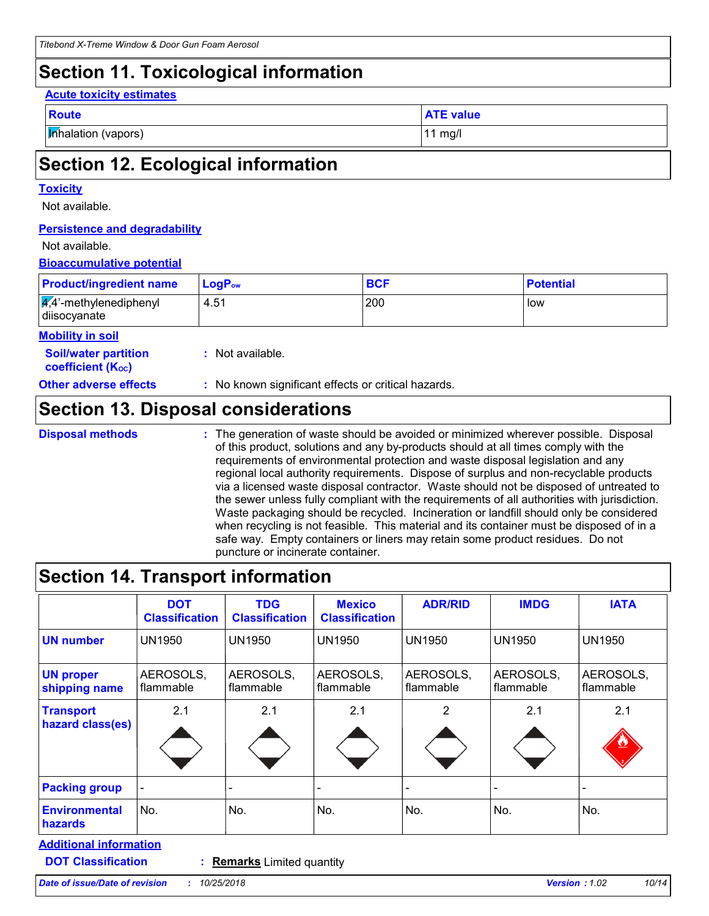## Section 11. Toxicological information

**Acute toxicity estimates**

| Route | ATE value |
| --- | --- |
| Inhalation (vapors) | 11 mg/l |

## Section 12. Ecological information

**Toxicity**

Not available.

**Persistence and degradability**

Not available.

**Bioaccumulative potential**

| Product/ingredient name | $LogP_{ow}$ | BCF | Potential |
| --- | --- | --- | --- |
| 4,4'-methylenediphenyl diisocyanate | 4.51 | 200 | low |

**Mobility in soil**

**Soil/water partition coefficient ($K_{OC}$)** : Not available.

**Other adverse effects** : No known significant effects or critical hazards.

## Section 13. Disposal considerations

**Disposal methods** : The generation of waste should be avoided or minimized wherever possible. Disposal of this product, solutions and any by-products should at all times comply with the requirements of environmental protection and waste disposal legislation and any regional local authority requirements. Dispose of surplus and non-recyclable products via a licensed waste disposal contractor. Waste should not be disposed of untreated to the sewer unless fully compliant with the requirements of all authorities with jurisdiction. Waste packaging should be recycled. Incineration or landfill should only be considered when recycling is not feasible. This material and its container must be disposed of in a safe way. Empty containers or liners may retain some product residues. Do not puncture or incinerate container.

## Section 14. Transport information

| | DOT Classification | TDG Classification | Mexico Classification | ADR/RID | IMDG | IATA |
| --- | --- | --- | --- | --- | --- | --- |
| UN number | UN1950 | UN1950 | UN1950 | UN1950 | UN1950 | UN1950 |
| UN proper shipping name | AEROSOLS, flammable | AEROSOLS, flammable | AEROSOLS, flammable | AEROSOLS, flammable | AEROSOLS, flammable | AEROSOLS, flammable |
| Transport hazard class(es) | 2.1 | 2.1 | 2.1 | 2 | 2.1 | 2.1 |
| Packing group | - | - | - | - | - | - |
| Environmental hazards | No. | No. | No. | No. | No. | No. |

**Additional information**

**DOT Classification** : **Remarks** Limited quantity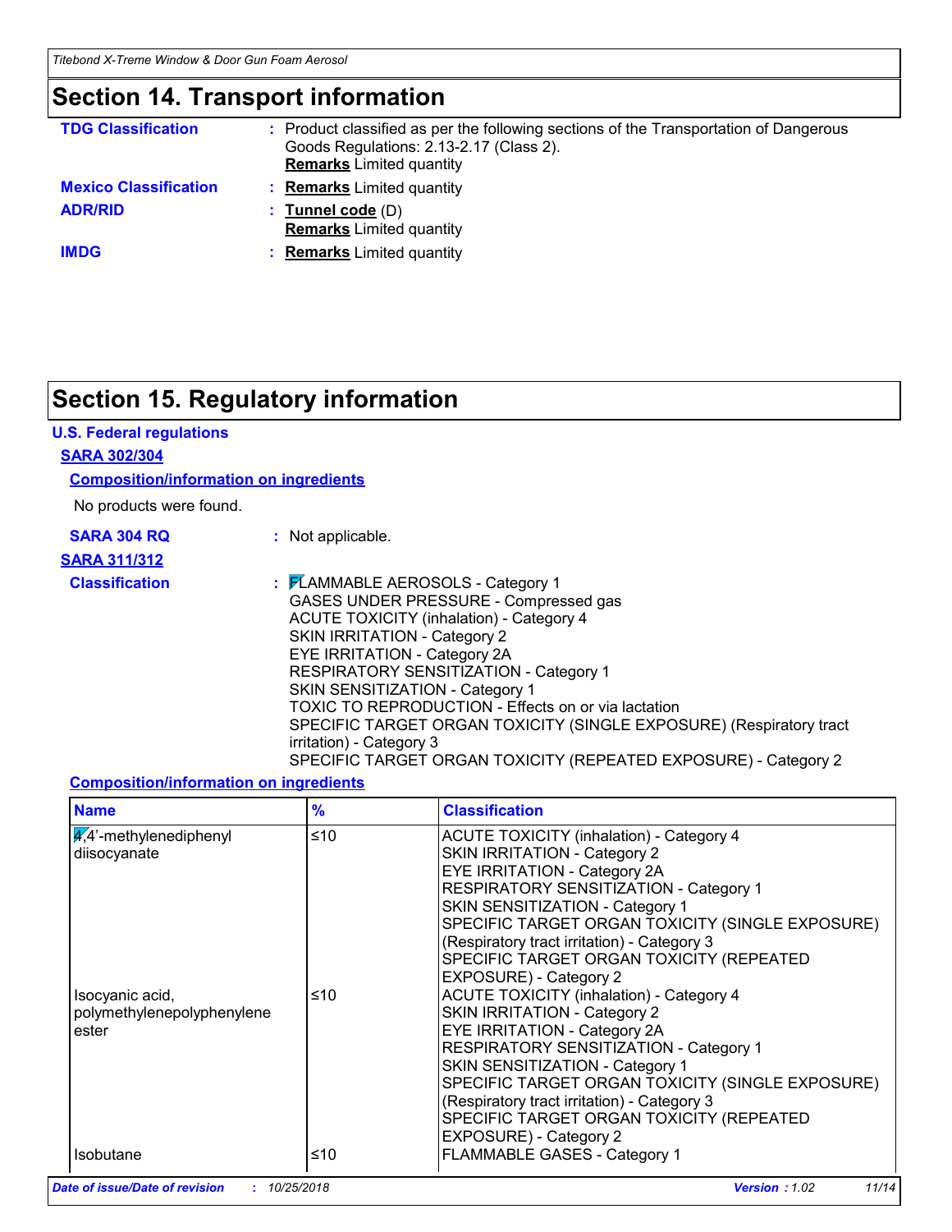## Section 14. Transport information

**TDG Classification** : Product classified as per the following sections of the Transportation of Dangerous Goods Regulations: 2.13-2.17 (Class 2).
**Remarks** Limited quantity

**Mexico Classification** : **Remarks** Limited quantity

**ADR/RID** : **Tunnel code** (D)
**Remarks** Limited quantity

**IMDG** : **Remarks** Limited quantity

## Section 15. Regulatory information

### U.S. Federal regulations

**SARA 302/304**

**Composition/information on ingredients**

No products were found.

**SARA 304 RQ** : Not applicable.

**SARA 311/312**

**Classification** :
FLAMMABLE AEROSOLS - Category 1
GASES UNDER PRESSURE - Compressed gas
ACUTE TOXICITY (inhalation) - Category 4
SKIN IRRITATION - Category 2
EYE IRRITATION - Category 2A
RESPIRATORY SENSITIZATION - Category 1
SKIN SENSITIZATION - Category 1
TOXIC TO REPRODUCTION - Effects on or via lactation
SPECIFIC TARGET ORGAN TOXICITY (SINGLE EXPOSURE) (Respiratory tract irritation) - Category 3
SPECIFIC TARGET ORGAN TOXICITY (REPEATED EXPOSURE) - Category 2

**Composition/information on ingredients**

| Name | % | Classification |
|---|---|---|
| 4,4'-methylenediphenyl diisocyanate | ≤10 | ACUTE TOXICITY (inhalation) - Category 4<br>SKIN IRRITATION - Category 2<br>EYE IRRITATION - Category 2A<br>RESPIRATORY SENSITIZATION - Category 1<br>SKIN SENSITIZATION - Category 1<br>SPECIFIC TARGET ORGAN TOXICITY (SINGLE EXPOSURE) (Respiratory tract irritation) - Category 3<br>SPECIFIC TARGET ORGAN TOXICITY (REPEATED EXPOSURE) - Category 2 |
| Isocyanic acid, polymethylenepolyphenylene ester | ≤10 | ACUTE TOXICITY (inhalation) - Category 4<br>SKIN IRRITATION - Category 2<br>EYE IRRITATION - Category 2A<br>RESPIRATORY SENSITIZATION - Category 1<br>SKIN SENSITIZATION - Category 1<br>SPECIFIC TARGET ORGAN TOXICITY (SINGLE EXPOSURE) (Respiratory tract irritation) - Category 3<br>SPECIFIC TARGET ORGAN TOXICITY (REPEATED EXPOSURE) - Category 2 |
| Isobutane | ≤10 | FLAMMABLE GASES - Category 1 |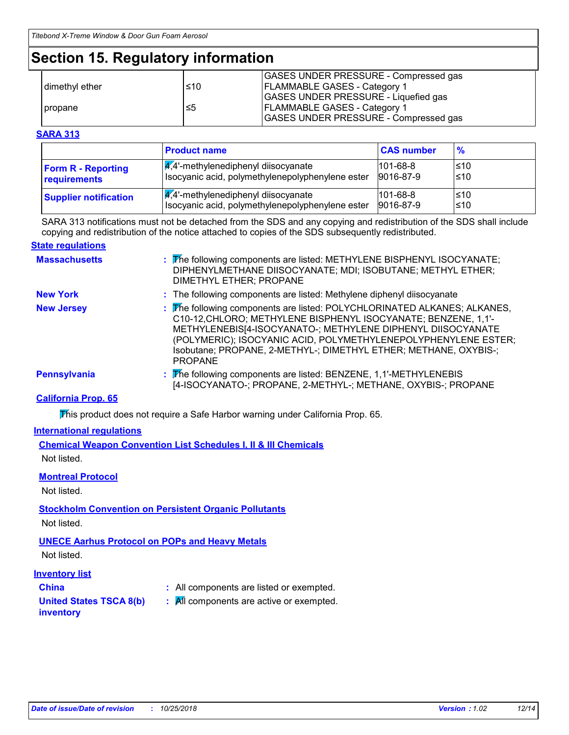# Section 15. Regulatory information

| | | |
|---|---|---|
| dimethyl ether | ≤10 | GASES UNDER PRESSURE - Compressed gas<br>FLAMMABLE GASES - Category 1<br>GASES UNDER PRESSURE - Liquefied gas |
| propane | ≤5 | FLAMMABLE GASES - Category 1<br>GASES UNDER PRESSURE - Compressed gas |

**SARA 313**

| | Product name | CAS number | % |
|---|---|---|---|
| **Form R - Reporting requirements** | 4,4'-methylenediphenyl diisocyanate<br>Isocyanic acid, polymethylenepolyphenylene ester | 101-68-8<br>9016-87-9 | ≤10<br>≤10 |
| **Supplier notification** | 4,4'-methylenediphenyl diisocyanate<br>Isocyanic acid, polymethylenepolyphenylene ester | 101-68-8<br>9016-87-9 | ≤10<br>≤10 |

SARA 313 notifications must not be detached from the SDS and any copying and redistribution of the SDS shall include copying and redistribution of the notice attached to copies of the SDS subsequently redistributed.

**State regulations**

**Massachusetts** : The following components are listed: METHYLENE BISPHENYL ISOCYANATE; DIPHENYLMETHANE DIISOCYANATE; MDI; ISOBUTANE; METHYL ETHER; DIMETHYL ETHER; PROPANE

**New York** : The following components are listed: Methylene diphenyl diisocyanate

**New Jersey** : The following components are listed: POLYCHLORINATED ALKANES; ALKANES, C10-12,CHLORO; METHYLENE BISPHENYL ISOCYANATE; BENZENE, 1,1'-METHYLENEBIS[4-ISOCYANATO-; METHYLENE DIPHENYL DIISOCYANATE (POLYMERIC); ISOCYANIC ACID, POLYMETHYLENEPOLYPHENYLENE ESTER; Isobutane; PROPANE, 2-METHYL-; DIMETHYL ETHER; METHANE, OXYBIS-; PROPANE

**Pennsylvania** : The following components are listed: BENZENE, 1,1'-METHYLENEBIS [4-ISOCYANATO-; PROPANE, 2-METHYL-; METHANE, OXYBIS-; PROPANE

**California Prop. 65**

This product does not require a Safe Harbor warning under California Prop. 65.

**International regulations**

**Chemical Weapon Convention List Schedules I, II & III Chemicals**

Not listed.

**Montreal Protocol**

Not listed.

**Stockholm Convention on Persistent Organic Pollutants**

Not listed.

**UNECE Aarhus Protocol on POPs and Heavy Metals**

Not listed.

**Inventory list**

**China** : All components are listed or exempted.

**United States TSCA 8(b) inventory** : All components are active or exempted.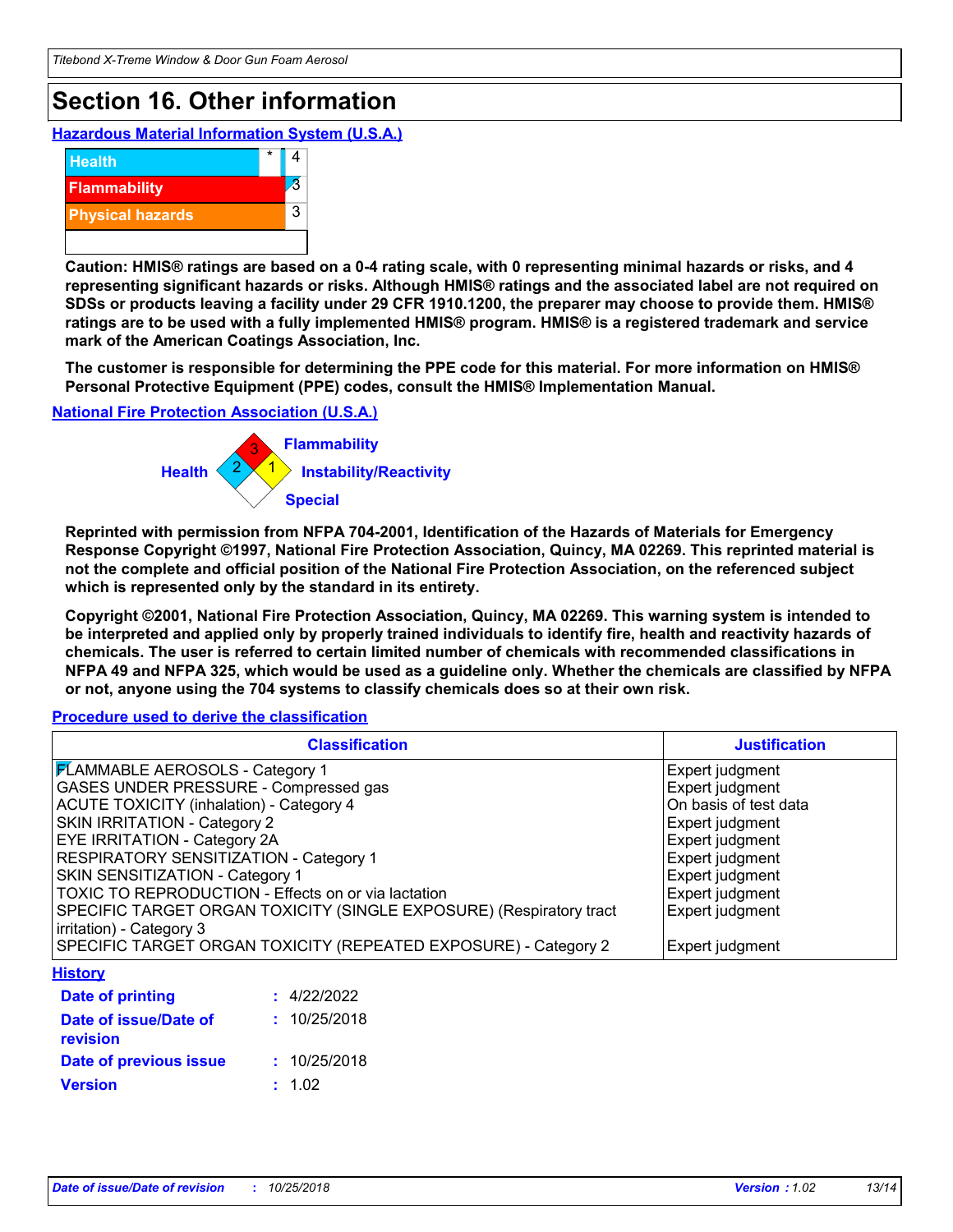# Section 16. Other information

**Hazardous Material Information System (U.S.A.)**

| | | |
|---|---|---|
| Health | * | 4 |
| Flammability | | 3 |
| Physical hazards | | 3 |

**Caution: HMIS® ratings are based on a 0-4 rating scale, with 0 representing minimal hazards or risks, and 4 representing significant hazards or risks. Although HMIS® ratings and the associated label are not required on SDSs or products leaving a facility under 29 CFR 1910.1200, the preparer may choose to provide them. HMIS® ratings are to be used with a fully implemented HMIS® program. HMIS® is a registered trademark and service mark of the American Coatings Association, Inc.**

**The customer is responsible for determining the PPE code for this material. For more information on HMIS® Personal Protective Equipment (PPE) codes, consult the HMIS® Implementation Manual.**

**National Fire Protection Association (U.S.A.)**

- Flammability: 3
- Health: 2
- Instability/Reactivity: 1
- Special:

**Reprinted with permission from NFPA 704-2001, Identification of the Hazards of Materials for Emergency Response Copyright ©1997, National Fire Protection Association, Quincy, MA 02269. This reprinted material is not the complete and official position of the National Fire Protection Association, on the referenced subject which is represented only by the standard in its entirety.**

**Copyright ©2001, National Fire Protection Association, Quincy, MA 02269. This warning system is intended to be interpreted and applied only by properly trained individuals to identify fire, health and reactivity hazards of chemicals. The user is referred to certain limited number of chemicals with recommended classifications in NFPA 49 and NFPA 325, which would be used as a guideline only. Whether the chemicals are classified by NFPA or not, anyone using the 704 systems to classify chemicals does so at their own risk.**

**Procedure used to derive the classification**

| Classification | Justification |
|---|---|
| FLAMMABLE AEROSOLS - Category 1 | Expert judgment |
| GASES UNDER PRESSURE - Compressed gas | Expert judgment |
| ACUTE TOXICITY (inhalation) - Category 4 | On basis of test data |
| SKIN IRRITATION - Category 2 | Expert judgment |
| EYE IRRITATION - Category 2A | Expert judgment |
| RESPIRATORY SENSITIZATION - Category 1 | Expert judgment |
| SKIN SENSITIZATION - Category 1 | Expert judgment |
| TOXIC TO REPRODUCTION - Effects on or via lactation | Expert judgment |
| SPECIFIC TARGET ORGAN TOXICITY (SINGLE EXPOSURE) (Respiratory tract irritation) - Category 3 | Expert judgment |
| SPECIFIC TARGET ORGAN TOXICITY (REPEATED EXPOSURE) - Category 2 | Expert judgment |

**History**

**Date of printing** : 4/22/2022

**Date of issue/Date of revision** : 10/25/2018

**Date of previous issue** : 10/25/2018

**Version** : 1.02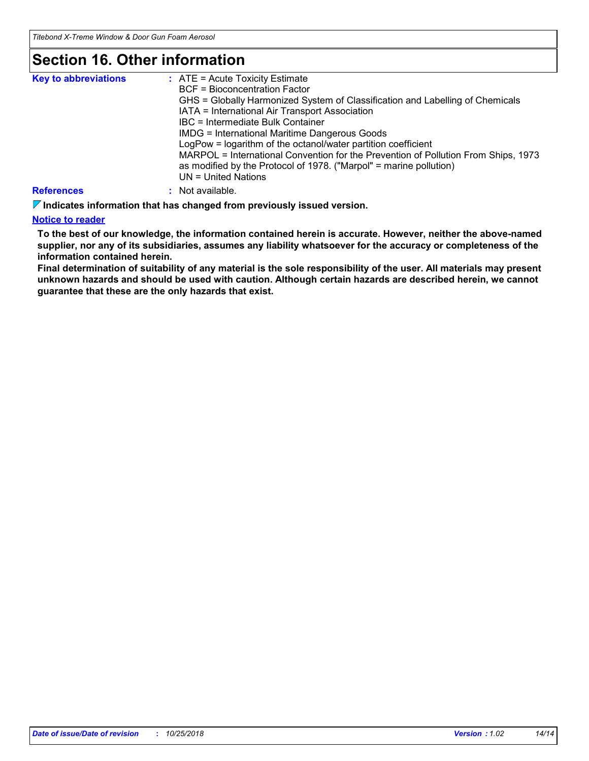## Section 16. Other information

**Key to abbreviations** : ATE = Acute Toxicity Estimate
BCF = Bioconcentration Factor
GHS = Globally Harmonized System of Classification and Labelling of Chemicals
IATA = International Air Transport Association
IBC = Intermediate Bulk Container
IMDG = International Maritime Dangerous Goods
LogPow = logarithm of the octanol/water partition coefficient
MARPOL = International Convention for the Prevention of Pollution From Ships, 1973 as modified by the Protocol of 1978. ("Marpol" = marine pollution)
UN = United Nations

**References** : Not available.

**Indicates information that has changed from previously issued version.**

**Notice to reader**

**To the best of our knowledge, the information contained herein is accurate. However, neither the above-named supplier, nor any of its subsidiaries, assumes any liability whatsoever for the accuracy or completeness of the information contained herein.**

**Final determination of suitability of any material is the sole responsibility of the user. All materials may present unknown hazards and should be used with caution. Although certain hazards are described herein, we cannot guarantee that these are the only hazards that exist.**